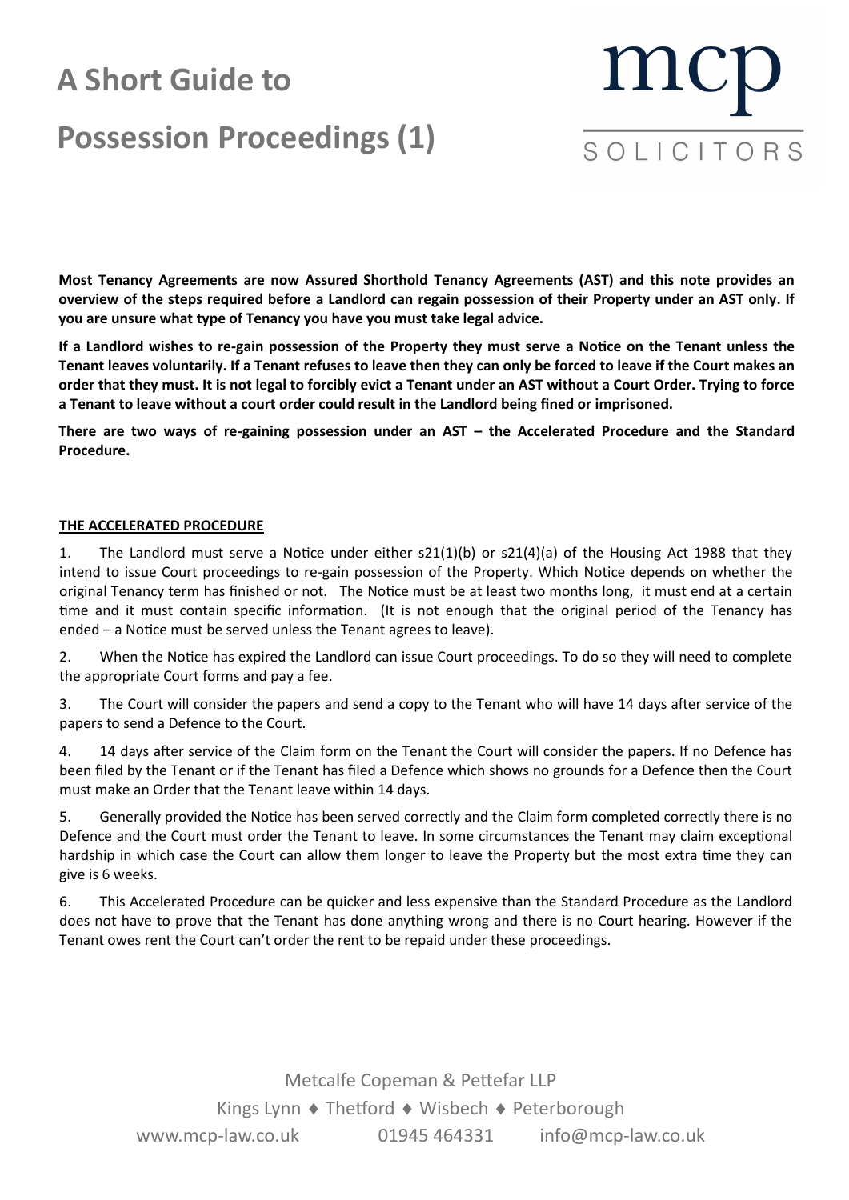# A Short Guide to Possession Proceedings (1)

mcp SOLICITORS

**Most Tenancy Agreements are now Assured Shorthold Tenancy Agreements (AST) and this note provides an overview of the steps required before a Landlord can regain possession of their Property under an AST only. If you are unsure what type of Tenancy you have you must take legal advice.**

**If a Landlord wishes to re-gain possession of the Property they must serve a Notice on the Tenant unless the Tenant leaves voluntarily. If a Tenant refuses to leave then they can only be forced to leave if the Court makes an order that they must. It is not legal to forcibly evict a Tenant under an AST without a Court Order. Trying to force a Tenant to leave without a court order could result in the Landlord being fined or imprisoned.**

**There are two ways of re-gaining possession under an AST – the Accelerated Procedure and the Standard Procedure.**

## THE ACCELERATED PROCEDURE

1. The Landlord must serve a Notice under either s21(1)(b) or s21(4)(a) of the Housing Act 1988 that they intend to issue Court proceedings to re-gain possession of the Property. Which Notice depends on whether the original Tenancy term has finished or not. The Notice must be at least two months long, it must end at a certain time and it must contain specific information. (It is not enough that the original period of the Tenancy has ended – a Notice must be served unless the Tenant agrees to leave).

2. When the Notice has expired the Landlord can issue Court proceedings. To do so they will need to complete the appropriate Court forms and pay a fee.

3. The Court will consider the papers and send a copy to the Tenant who will have 14 days after service of the papers to send a Defence to the Court.

4. 14 days after service of the Claim form on the Tenant the Court will consider the papers. If no Defence has been filed by the Tenant or if the Tenant has filed a Defence which shows no grounds for a Defence then the Court must make an Order that the Tenant leave within 14 days.

5. Generally provided the Notice has been served correctly and the Claim form completed correctly there is no Defence and the Court must order the Tenant to leave. In some circumstances the Tenant may claim exceptional hardship in which case the Court can allow them longer to leave the Property but the most extra time they can give is 6 weeks.

6. This Accelerated Procedure can be quicker and less expensive than the Standard Procedure as the Landlord does not have to prove that the Tenant has done anything wrong and there is no Court hearing. However if the Tenant owes rent the Court can't order the rent to be repaid under these proceedings.

Metcalfe Copeman & Pettefar LLP
Kings Lynn ♦ Thetford ♦ Wisbech ♦ Peterborough
www.mcp-law.co.uk 01945 464331 info@mcp-law.co.uk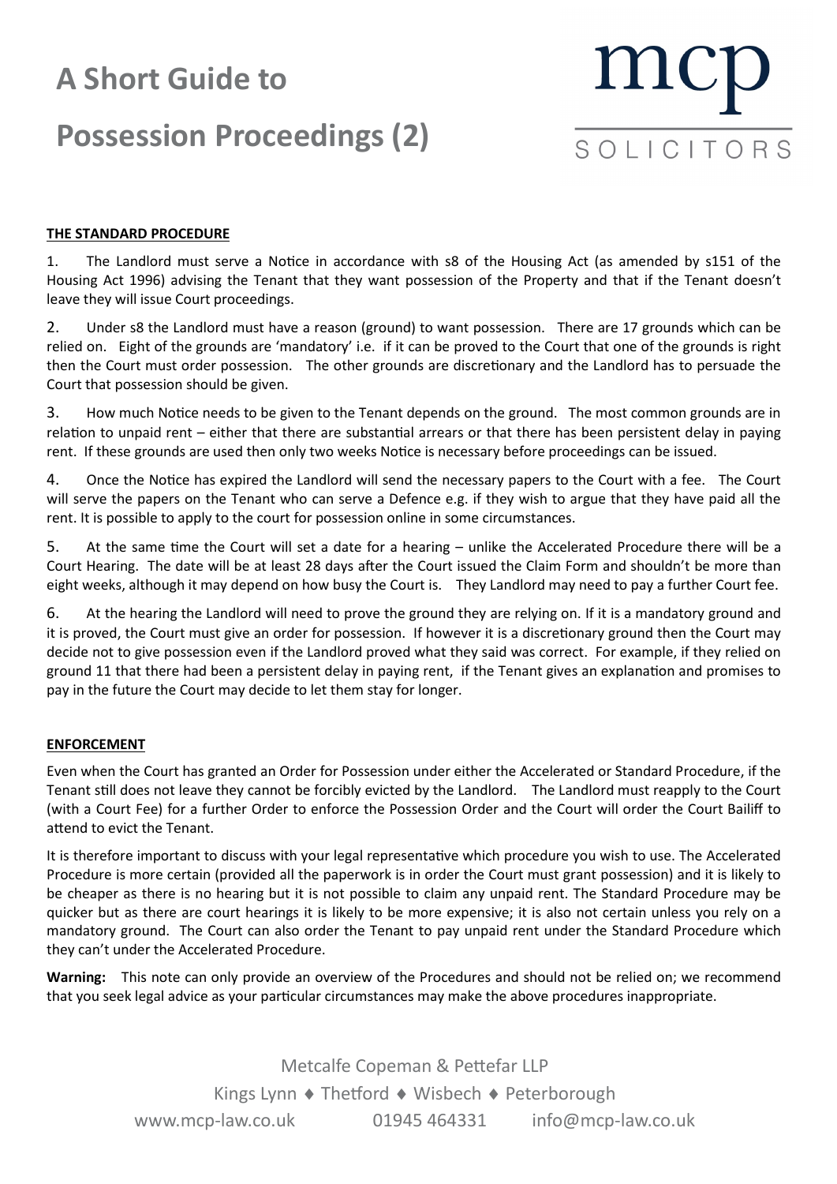# A Short Guide to Possession Proceedings (2)

mcp SOLICITORS

**THE STANDARD PROCEDURE**

1. The Landlord must serve a Notice in accordance with s8 of the Housing Act (as amended by s151 of the Housing Act 1996) advising the Tenant that they want possession of the Property and that if the Tenant doesn't leave they will issue Court proceedings.

2. Under s8 the Landlord must have a reason (ground) to want possession. There are 17 grounds which can be relied on. Eight of the grounds are 'mandatory' i.e. if it can be proved to the Court that one of the grounds is right then the Court must order possession. The other grounds are discretionary and the Landlord has to persuade the Court that possession should be given.

3. How much Notice needs to be given to the Tenant depends on the ground. The most common grounds are in relation to unpaid rent – either that there are substantial arrears or that there has been persistent delay in paying rent. If these grounds are used then only two weeks Notice is necessary before proceedings can be issued.

4. Once the Notice has expired the Landlord will send the necessary papers to the Court with a fee. The Court will serve the papers on the Tenant who can serve a Defence e.g. if they wish to argue that they have paid all the rent. It is possible to apply to the court for possession online in some circumstances.

5. At the same time the Court will set a date for a hearing – unlike the Accelerated Procedure there will be a Court Hearing. The date will be at least 28 days after the Court issued the Claim Form and shouldn't be more than eight weeks, although it may depend on how busy the Court is. They Landlord may need to pay a further Court fee.

6. At the hearing the Landlord will need to prove the ground they are relying on. If it is a mandatory ground and it is proved, the Court must give an order for possession. If however it is a discretionary ground then the Court may decide not to give possession even if the Landlord proved what they said was correct. For example, if they relied on ground 11 that there had been a persistent delay in paying rent, if the Tenant gives an explanation and promises to pay in the future the Court may decide to let them stay for longer.

**ENFORCEMENT**

Even when the Court has granted an Order for Possession under either the Accelerated or Standard Procedure, if the Tenant still does not leave they cannot be forcibly evicted by the Landlord. The Landlord must reapply to the Court (with a Court Fee) for a further Order to enforce the Possession Order and the Court will order the Court Bailiff to attend to evict the Tenant.

It is therefore important to discuss with your legal representative which procedure you wish to use. The Accelerated Procedure is more certain (provided all the paperwork is in order the Court must grant possession) and it is likely to be cheaper as there is no hearing but it is not possible to claim any unpaid rent. The Standard Procedure may be quicker but as there are court hearings it is likely to be more expensive; it is also not certain unless you rely on a mandatory ground. The Court can also order the Tenant to pay unpaid rent under the Standard Procedure which they can't under the Accelerated Procedure.

**Warning:** This note can only provide an overview of the Procedures and should not be relied on; we recommend that you seek legal advice as your particular circumstances may make the above procedures inappropriate.

Metcalfe Copeman & Pettefar LLP

Kings Lynn ♦ Thetford ♦ Wisbech ♦ Peterborough

www.mcp-law.co.uk 01945 464331 info@mcp-law.co.uk